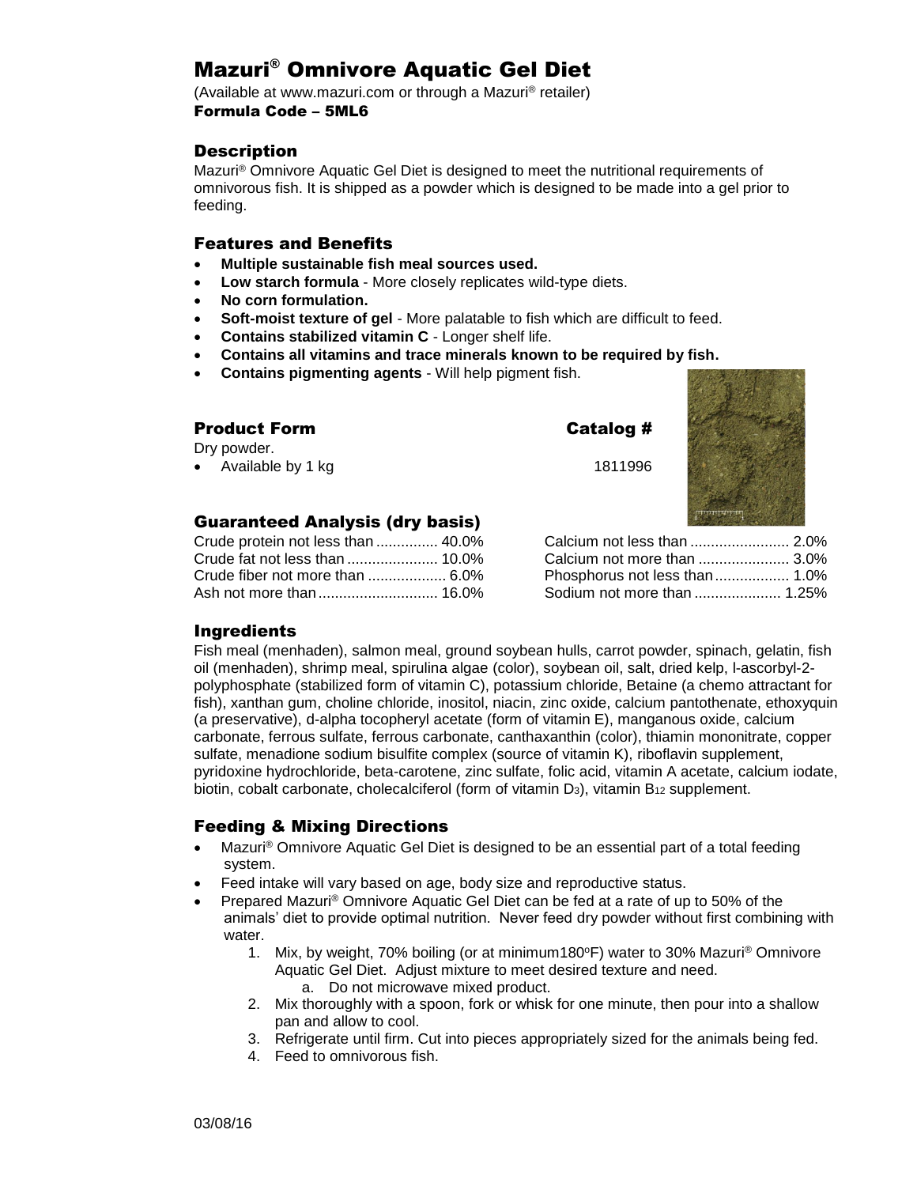# Mazuri® Omnivore Aquatic Gel Diet

(Available at www.mazuri.com or through a Mazuri® retailer)

**Formula Code – 5ML6**

## Description

Mazuri® Omnivore Aquatic Gel Diet is designed to meet the nutritional requirements of omnivorous fish. It is shipped as a powder which is designed to be made into a gel prior to feeding.

## Features and Benefits

- **Multiple sustainable fish meal sources used.**
- **Low starch formula** - More closely replicates wild-type diets.
- **No corn formulation.**
- **Soft-moist texture of gel** - More palatable to fish which are difficult to feed.
- **Contains stabilized vitamin C** - Longer shelf life.
- **Contains all vitamins and trace minerals known to be required by fish.**
- **Contains pigmenting agents** - Will help pigment fish.

## Product Form

| Product Form | Catalog # |
|---|---|
| Dry powder. | |
| • Available by 1 kg | 1811996 |

## Guaranteed Analysis (dry basis)

| | | | |
|---|---|---|---|
| Crude protein not less than | 40.0% | Calcium not less than | 2.0% |
| Crude fat not less than | 10.0% | Calcium not more than | 3.0% |
| Crude fiber not more than | 6.0% | Phosphorus not less than | 1.0% |
| Ash not more than | 16.0% | Sodium not more than | 1.25% |

## Ingredients

Fish meal (menhaden), salmon meal, ground soybean hulls, carrot powder, spinach, gelatin, fish oil (menhaden), shrimp meal, spirulina algae (color), soybean oil, salt, dried kelp, l-ascorbyl-2-polyphosphate (stabilized form of vitamin C), potassium chloride, Betaine (a chemo attractant for fish), xanthan gum, choline chloride, inositol, niacin, zinc oxide, calcium pantothenate, ethoxyquin (a preservative), d-alpha tocopheryl acetate (form of vitamin E), manganous oxide, calcium carbonate, ferrous sulfate, ferrous carbonate, canthaxanthin (color), thiamin mononitrate, copper sulfate, menadione sodium bisulfite complex (source of vitamin K), riboflavin supplement, pyridoxine hydrochloride, beta-carotene, zinc sulfate, folic acid, vitamin A acetate, calcium iodate, biotin, cobalt carbonate, cholecalciferol (form of vitamin $D_3$), vitamin $B_{12}$ supplement.

## Feeding & Mixing Directions

- Mazuri® Omnivore Aquatic Gel Diet is designed to be an essential part of a total feeding system.
- Feed intake will vary based on age, body size and reproductive status.
- Prepared Mazuri® Omnivore Aquatic Gel Diet can be fed at a rate of up to 50% of the animals' diet to provide optimal nutrition. Never feed dry powder without first combining with water.
    1. Mix, by weight, 70% boiling (or at minimum180ºF) water to 30% Mazuri® Omnivore Aquatic Gel Diet. Adjust mixture to meet desired texture and need.
        a. Do not microwave mixed product.
    2. Mix thoroughly with a spoon, fork or whisk for one minute, then pour into a shallow pan and allow to cool.
    3. Refrigerate until firm. Cut into pieces appropriately sized for the animals being fed.
    4. Feed to omnivorous fish.

03/08/16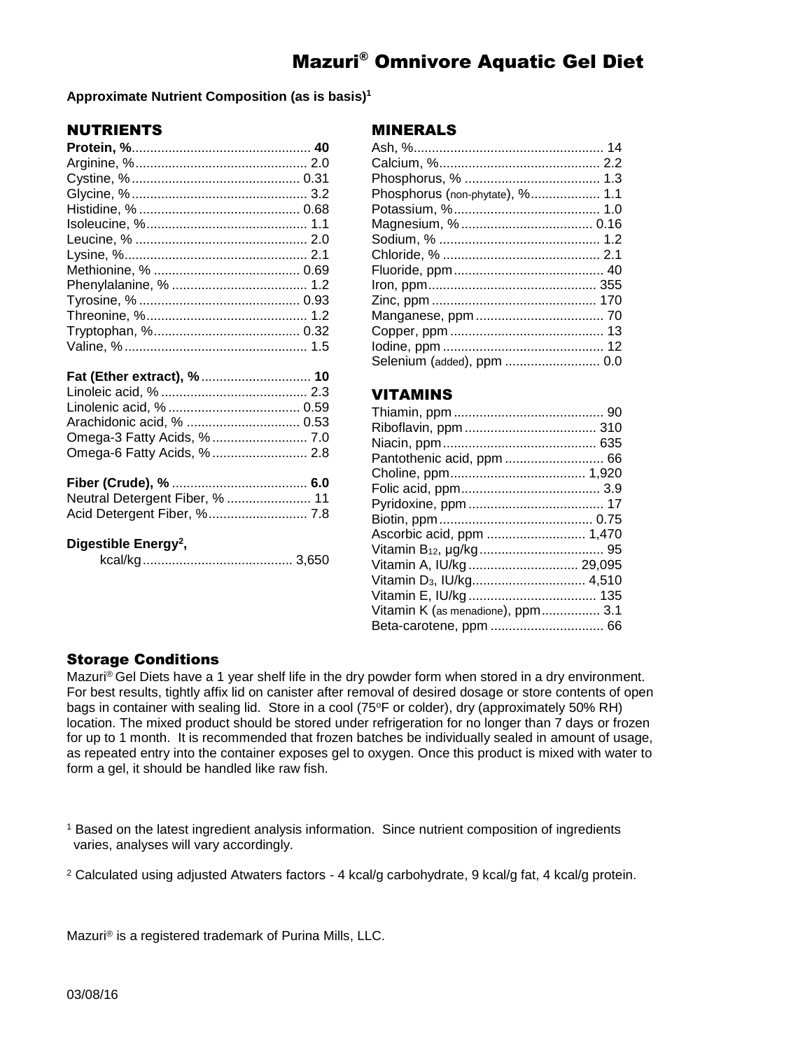# Mazuri® Omnivore Aquatic Gel Diet

**Approximate Nutrient Composition (as is basis)[1]**

## NUTRIENTS

| | |
|---|---|
| **Protein, %** | **40** |
| Arginine, % | 2.0 |
| Cystine, % | 0.31 |
| Glycine, % | 3.2 |
| Histidine, % | 0.68 |
| Isoleucine, % | 1.1 |
| Leucine, % | 2.0 |
| Lysine, % | 2.1 |
| Methionine, % | 0.69 |
| Phenylalanine, % | 1.2 |
| Tyrosine, % | 0.93 |
| Threonine, % | 1.2 |
| Tryptophan, % | 0.32 |
| Valine, % | 1.5 |

| | |
|---|---|
| **Fat (Ether extract), %** | **10** |
| Linoleic acid, % | 2.3 |
| Linolenic acid, % | 0.59 |
| Arachidonic acid, % | 0.53 |
| Omega-3 Fatty Acids, % | 7.0 |
| Omega-6 Fatty Acids, % | 2.8 |

| | |
|---|---|
| **Fiber (Crude), %** | **6.0** |
| Neutral Detergent Fiber, % | 11 |
| Acid Detergent Fiber, % | 7.8 |

| | |
|---|---|
| **Digestible Energy[2],** kcal/kg | 3,650 |

## MINERALS

| | |
|---|---|
| Ash, % | 14 |
| Calcium, % | 2.2 |
| Phosphorus, % | 1.3 |
| Phosphorus (non-phytate), % | 1.1 |
| Potassium, % | 1.0 |
| Magnesium, % | 0.16 |
| Sodium, % | 1.2 |
| Chloride, % | 2.1 |
| Fluoride, ppm | 40 |
| Iron, ppm | 355 |
| Zinc, ppm | 170 |
| Manganese, ppm | 70 |
| Copper, ppm | 13 |
| Iodine, ppm | 12 |
| Selenium (added), ppm | 0.0 |

## VITAMINS

| | |
|---|---|
| Thiamin, ppm | 90 |
| Riboflavin, ppm | 310 |
| Niacin, ppm | 635 |
| Pantothenic acid, ppm | 66 |
| Choline, ppm | 1,920 |
| Folic acid, ppm | 3.9 |
| Pyridoxine, ppm | 17 |
| Biotin, ppm | 0.75 |
| Ascorbic acid, ppm | 1,470 |
| Vitamin $B_{12}$, µg/kg | 95 |
| Vitamin A, IU/kg | 29,095 |
| Vitamin $D_3$, IU/kg | 4,510 |
| Vitamin E, IU/kg | 135 |
| Vitamin K (as menadione), ppm | 3.1 |
| Beta-carotene, ppm | 66 |

## Storage Conditions

Mazuri® Gel Diets have a 1 year shelf life in the dry powder form when stored in a dry environment. For best results, tightly affix lid on canister after removal of desired dosage or store contents of open bags in container with sealing lid. Store in a cool (75°F or colder), dry (approximately 50% RH) location. The mixed product should be stored under refrigeration for no longer than 7 days or frozen for up to 1 month. It is recommended that frozen batches be individually sealed in amount of usage, as repeated entry into the container exposes gel to oxygen. Once this product is mixed with water to form a gel, it should be handled like raw fish.

[1] Based on the latest ingredient analysis information. Since nutrient composition of ingredients varies, analyses will vary accordingly.

[2] Calculated using adjusted Atwaters factors - 4 kcal/g carbohydrate, 9 kcal/g fat, 4 kcal/g protein.

Mazuri® is a registered trademark of Purina Mills, LLC.

03/08/16